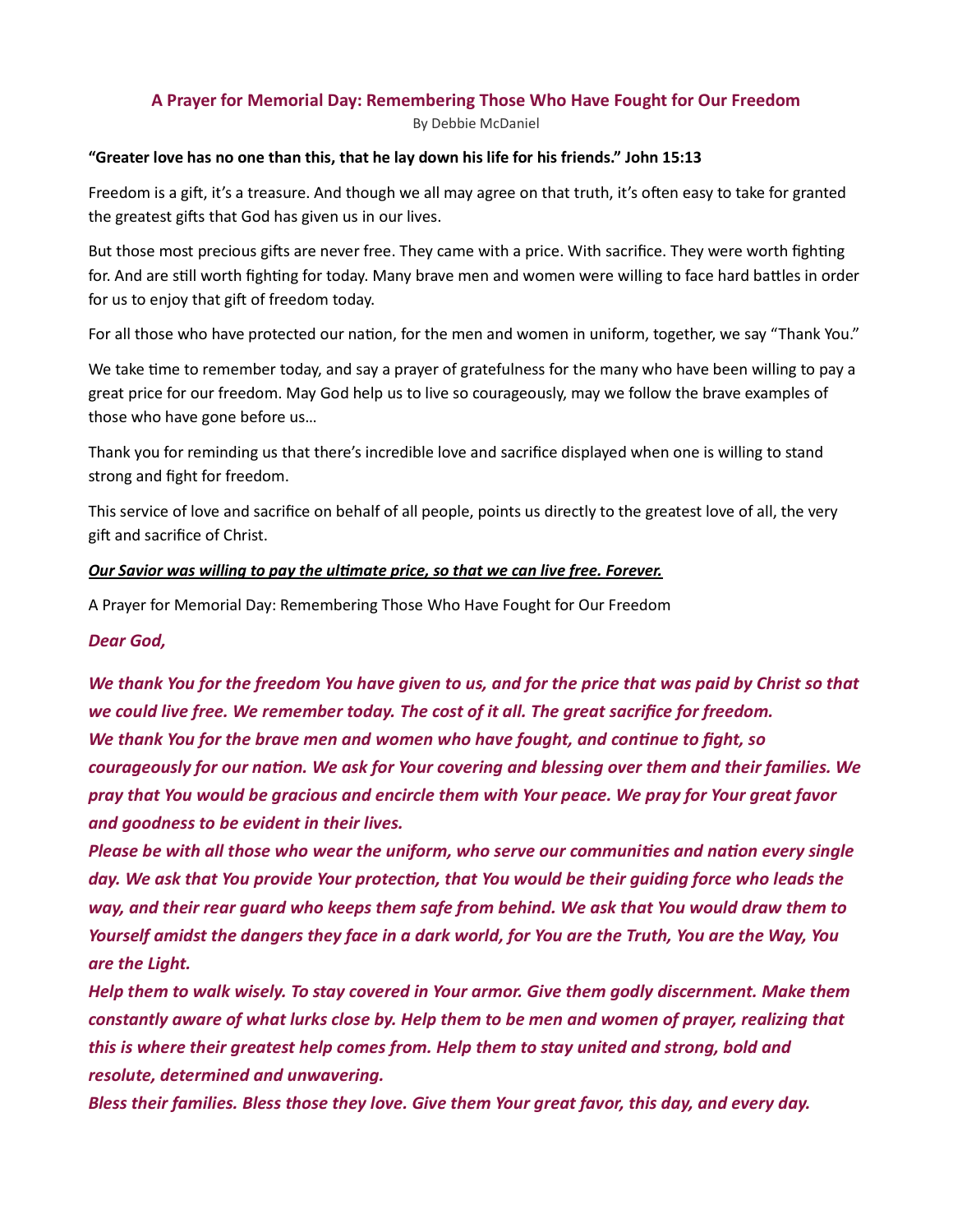# A Prayer for Memorial Day: Remembering Those Who Have Fought for Our Freedom

By Debbie McDaniel

**"Greater love has no one than this, that he lay down his life for his friends." John 15:13**

Freedom is a gift, it's a treasure. And though we all may agree on that truth, it's often easy to take for granted the greatest gifts that God has given us in our lives.

But those most precious gifts are never free. They came with a price. With sacrifice. They were worth fighting for. And are still worth fighting for today. Many brave men and women were willing to face hard battles in order for us to enjoy that gift of freedom today.

For all those who have protected our nation, for the men and women in uniform, together, we say "Thank You."

We take time to remember today, and say a prayer of gratefulness for the many who have been willing to pay a great price for our freedom. May God help us to live so courageously, may we follow the brave examples of those who have gone before us…

Thank you for reminding us that there's incredible love and sacrifice displayed when one is willing to stand strong and fight for freedom.

This service of love and sacrifice on behalf of all people, points us directly to the greatest love of all, the very gift and sacrifice of Christ.

***<u>Our Savior was willing to pay the ultimate price, so that we can live free. Forever.</u>***

A Prayer for Memorial Day: Remembering Those Who Have Fought for Our Freedom

***Dear God,***

***We thank You for the freedom You have given to us, and for the price that was paid by Christ so that we could live free. We remember today. The cost of it all. The great sacrifice for freedom.***
***We thank You for the brave men and women who have fought, and continue to fight, so courageously for our nation. We ask for Your covering and blessing over them and their families. We pray that You would be gracious and encircle them with Your peace. We pray for Your great favor and goodness to be evident in their lives.***
***Please be with all those who wear the uniform, who serve our communities and nation every single day. We ask that You provide Your protection, that You would be their guiding force who leads the way, and their rear guard who keeps them safe from behind. We ask that You would draw them to Yourself amidst the dangers they face in a dark world, for You are the Truth, You are the Way, You are the Light.***
***Help them to walk wisely. To stay covered in Your armor. Give them godly discernment. Make them constantly aware of what lurks close by. Help them to be men and women of prayer, realizing that this is where their greatest help comes from. Help them to stay united and strong, bold and resolute, determined and unwavering.***
***Bless their families. Bless those they love. Give them Your great favor, this day, and every day.***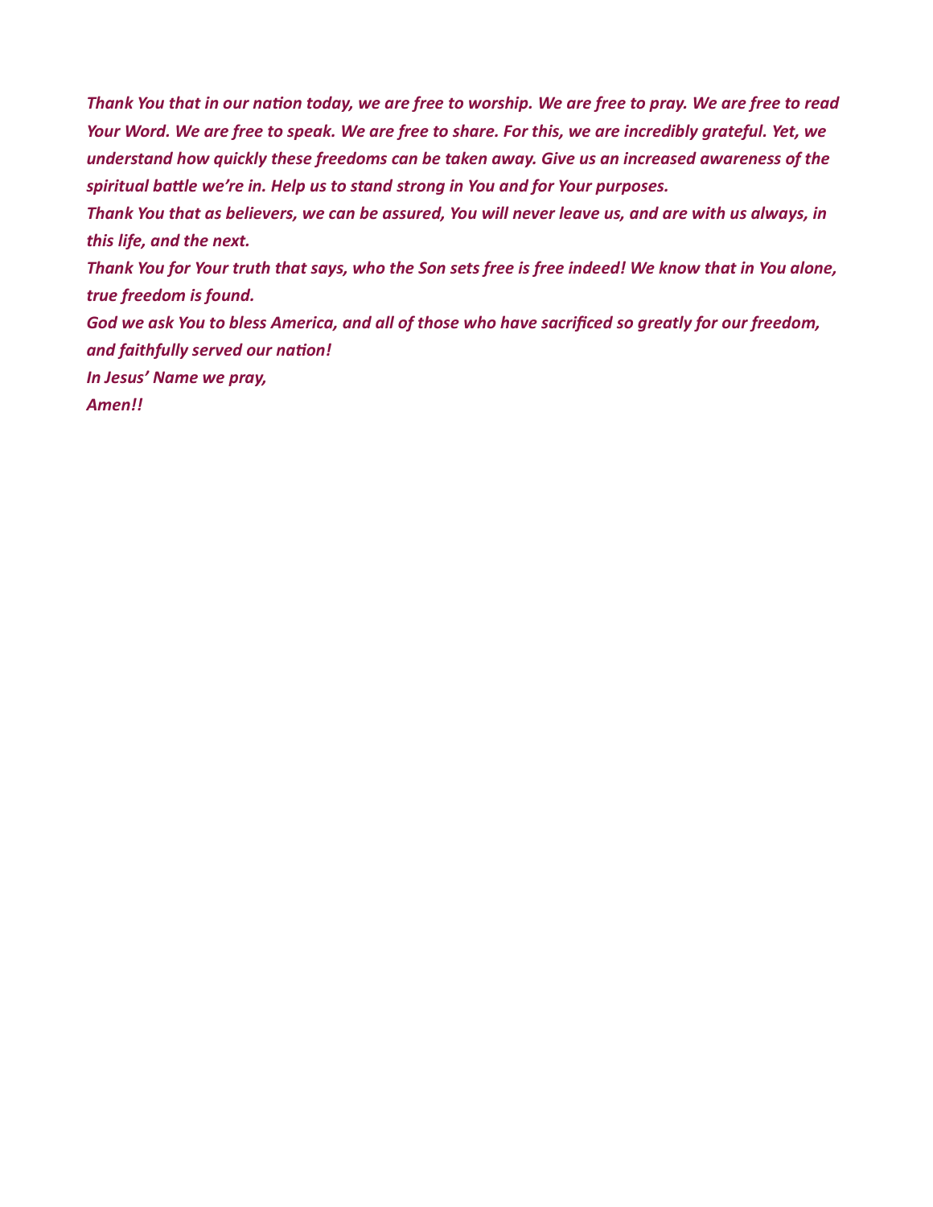*Thank You that in our nation today, we are free to worship. We are free to pray. We are free to read Your Word. We are free to speak. We are free to share. For this, we are incredibly grateful. Yet, we understand how quickly these freedoms can be taken away. Give us an increased awareness of the spiritual battle we're in. Help us to stand strong in You and for Your purposes.*

*Thank You that as believers, we can be assured, You will never leave us, and are with us always, in this life, and the next.*

*Thank You for Your truth that says, who the Son sets free is free indeed! We know that in You alone, true freedom is found.*

*God we ask You to bless America, and all of those who have sacrificed so greatly for our freedom, and faithfully served our nation!*

*In Jesus' Name we pray,*

*Amen!!*